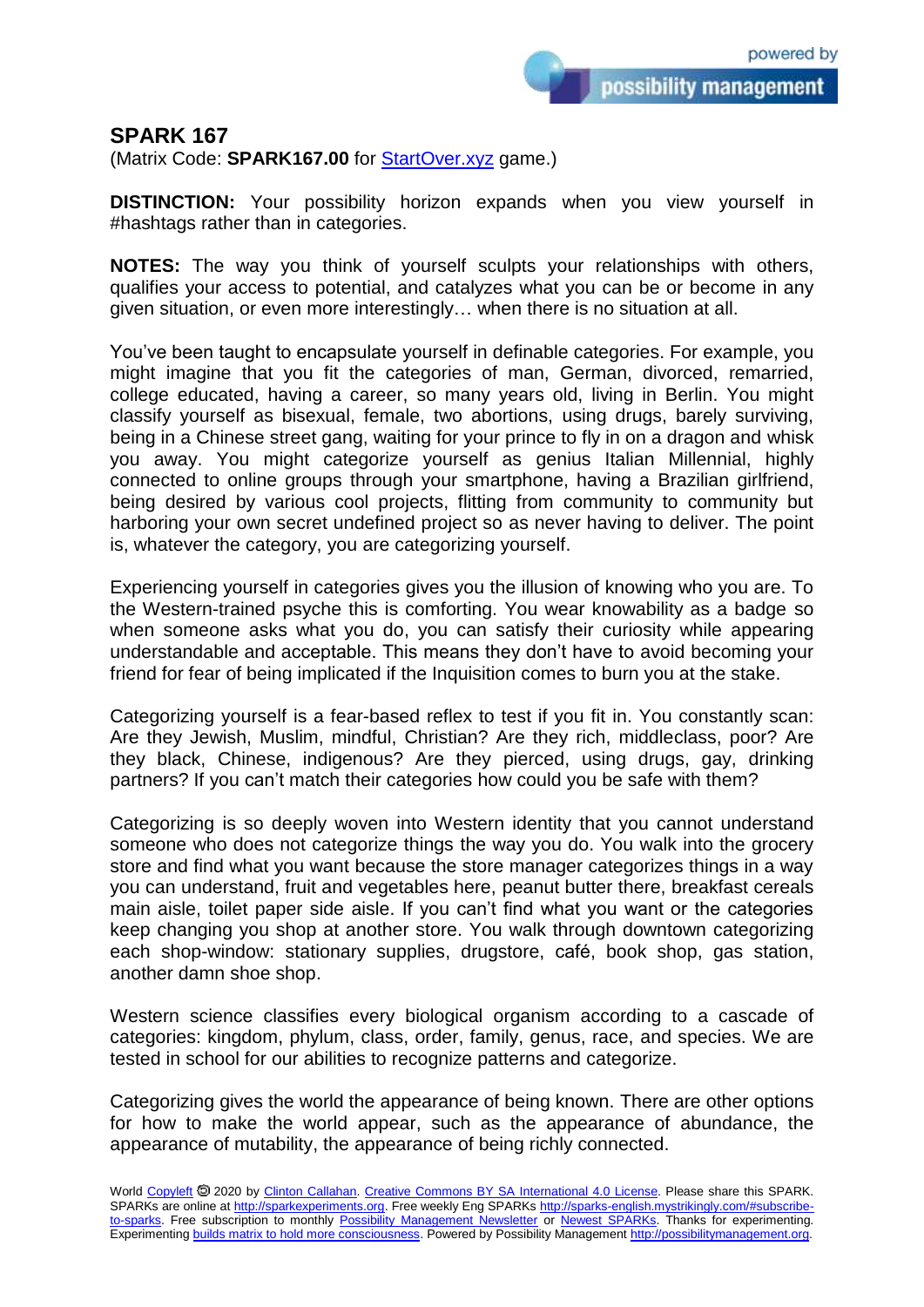## SPARK 167

(Matrix Code: **SPARK167.00** for [StartOver.xyz](StartOver.xyz) game.)

**DISTINCTION:** Your possibility horizon expands when you view yourself in #hashtags rather than in categories.

**NOTES:** The way you think of yourself sculpts your relationships with others, qualifies your access to potential, and catalyzes what you can be or become in any given situation, or even more interestingly… when there is no situation at all.

You've been taught to encapsulate yourself in definable categories. For example, you might imagine that you fit the categories of man, German, divorced, remarried, college educated, having a career, so many years old, living in Berlin. You might classify yourself as bisexual, female, two abortions, using drugs, barely surviving, being in a Chinese street gang, waiting for your prince to fly in on a dragon and whisk you away. You might categorize yourself as genius Italian Millennial, highly connected to online groups through your smartphone, having a Brazilian girlfriend, being desired by various cool projects, flitting from community to community but harboring your own secret undefined project so as never having to deliver. The point is, whatever the category, you are categorizing yourself.

Experiencing yourself in categories gives you the illusion of knowing who you are. To the Western-trained psyche this is comforting. You wear knowability as a badge so when someone asks what you do, you can satisfy their curiosity while appearing understandable and acceptable. This means they don't have to avoid becoming your friend for fear of being implicated if the Inquisition comes to burn you at the stake.

Categorizing yourself is a fear-based reflex to test if you fit in. You constantly scan: Are they Jewish, Muslim, mindful, Christian? Are they rich, middleclass, poor? Are they black, Chinese, indigenous? Are they pierced, using drugs, gay, drinking partners? If you can't match their categories how could you be safe with them?

Categorizing is so deeply woven into Western identity that you cannot understand someone who does not categorize things the way you do. You walk into the grocery store and find what you want because the store manager categorizes things in a way you can understand, fruit and vegetables here, peanut butter there, breakfast cereals main aisle, toilet paper side aisle. If you can't find what you want or the categories keep changing you shop at another store. You walk through downtown categorizing each shop-window: stationary supplies, drugstore, café, book shop, gas station, another damn shoe shop.

Western science classifies every biological organism according to a cascade of categories: kingdom, phylum, class, order, family, genus, race, and species. We are tested in school for our abilities to recognize patterns and categorize.

Categorizing gives the world the appearance of being known. There are other options for how to make the world appear, such as the appearance of abundance, the appearance of mutability, the appearance of being richly connected.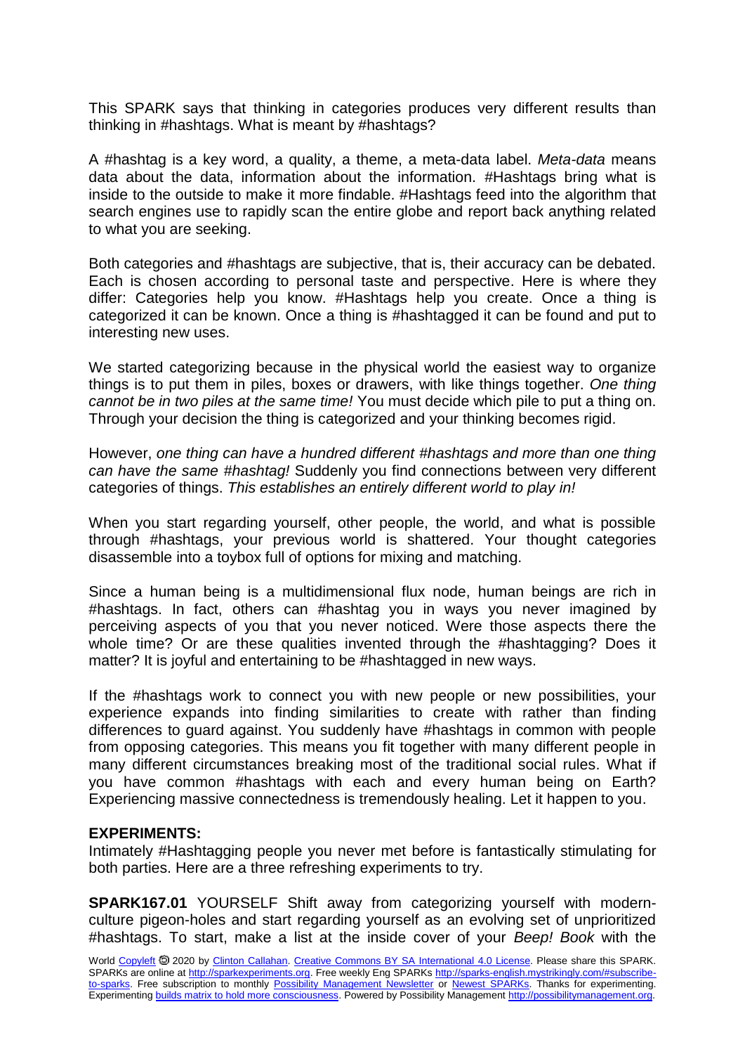This SPARK says that thinking in categories produces very different results than thinking in #hashtags. What is meant by #hashtags?

A #hashtag is a key word, a quality, a theme, a meta-data label. *Meta-data* means data about the data, information about the information. #Hashtags bring what is inside to the outside to make it more findable. #Hashtags feed into the algorithm that search engines use to rapidly scan the entire globe and report back anything related to what you are seeking.

Both categories and #hashtags are subjective, that is, their accuracy can be debated. Each is chosen according to personal taste and perspective. Here is where they differ: Categories help you know. #Hashtags help you create. Once a thing is categorized it can be known. Once a thing is #hashtagged it can be found and put to interesting new uses.

We started categorizing because in the physical world the easiest way to organize things is to put them in piles, boxes or drawers, with like things together. *One thing cannot be in two piles at the same time!* You must decide which pile to put a thing on. Through your decision the thing is categorized and your thinking becomes rigid.

However, *one thing can have a hundred different #hashtags and more than one thing can have the same #hashtag!* Suddenly you find connections between very different categories of things. *This establishes an entirely different world to play in!*

When you start regarding yourself, other people, the world, and what is possible through #hashtags, your previous world is shattered. Your thought categories disassemble into a toybox full of options for mixing and matching.

Since a human being is a multidimensional flux node, human beings are rich in #hashtags. In fact, others can #hashtag you in ways you never imagined by perceiving aspects of you that you never noticed. Were those aspects there the whole time? Or are these qualities invented through the #hashtagging? Does it matter? It is joyful and entertaining to be #hashtagged in new ways.

If the #hashtags work to connect you with new people or new possibilities, your experience expands into finding similarities to create with rather than finding differences to guard against. You suddenly have #hashtags in common with people from opposing categories. This means you fit together with many different people in many different circumstances breaking most of the traditional social rules. What if you have common #hashtags with each and every human being on Earth? Experiencing massive connectedness is tremendously healing. Let it happen to you.

**EXPERIMENTS:**

Intimately #Hashtagging people you never met before is fantastically stimulating for both parties. Here are a three refreshing experiments to try.

**SPARK167.01** YOURSELF Shift away from categorizing yourself with modern-culture pigeon-holes and start regarding yourself as an evolving set of unprioritized #hashtags. To start, make a list at the inside cover of your *Beep! Book* with the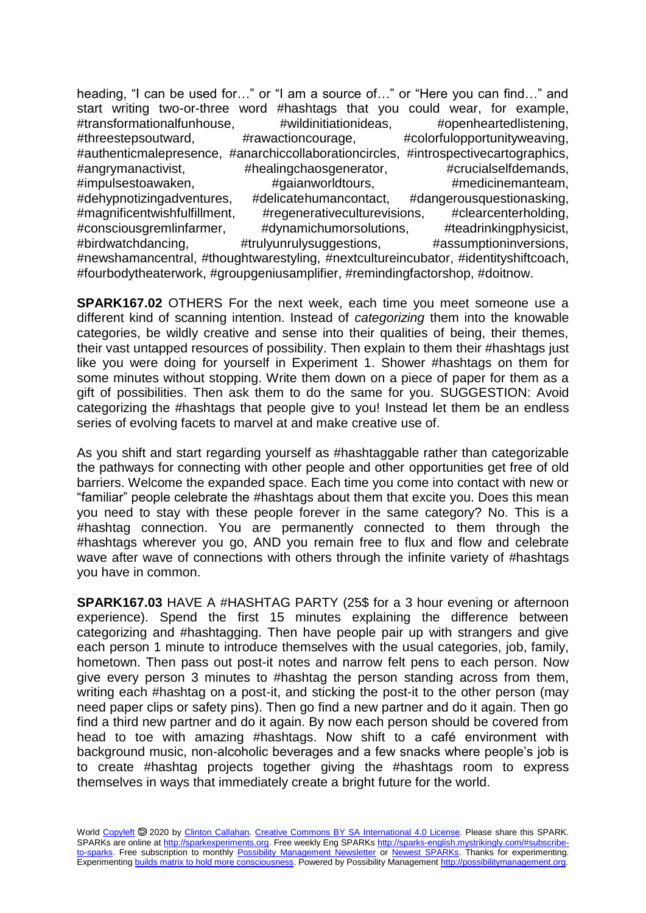heading, "I can be used for…" or "I am a source of…" or "Here you can find…" and start writing two-or-three word #hashtags that you could wear, for example, #transformationalfunhouse, #wildinitiationideas, #openheartedlistening, #threestepsoutward, #rawactioncourage, #colorfulopportunityweaving, #authenticmalepresence, #anarchiccollaborationcircles, #introspectivecartographics, #angrymanactivist, #healingchaosgenerator, #crucialselfdemands, #impulsestoawaken, #gaianworldtours, #medicinemanteam, #dehypnotizingadventures, #delicatehumancontact, #dangerousquestionasking, #magnificentwishfulfillment, #regenerativeculturevisions, #clearcenterholding, #consciousgremlinfarmer, #dynamichumorsolutions, #teadrinkingphysicist, #birdwatchdancing, #trulyunrulysuggestions, #assumptioninversions, #newshamancentral, #thoughtwarestyling, #nextcultureincubator, #identityshiftcoach, #fourbodytheaterwork, #groupgeniusamplifier, #remindingfactorshop, #doitnow.

**SPARK167.02** OTHERS For the next week, each time you meet someone use a different kind of scanning intention. Instead of *categorizing* them into the knowable categories, be wildly creative and sense into their qualities of being, their themes, their vast untapped resources of possibility. Then explain to them their #hashtags just like you were doing for yourself in Experiment 1. Shower #hashtags on them for some minutes without stopping. Write them down on a piece of paper for them as a gift of possibilities. Then ask them to do the same for you. SUGGESTION: Avoid categorizing the #hashtags that people give to you! Instead let them be an endless series of evolving facets to marvel at and make creative use of.

As you shift and start regarding yourself as #hashtaggable rather than categorizable the pathways for connecting with other people and other opportunities get free of old barriers. Welcome the expanded space. Each time you come into contact with new or "familiar" people celebrate the #hashtags about them that excite you. Does this mean you need to stay with these people forever in the same category? No. This is a #hashtag connection. You are permanently connected to them through the #hashtags wherever you go, AND you remain free to flux and flow and celebrate wave after wave of connections with others through the infinite variety of #hashtags you have in common.

**SPARK167.03** HAVE A #HASHTAG PARTY (25$ for a 3 hour evening or afternoon experience). Spend the first 15 minutes explaining the difference between categorizing and #hashtagging. Then have people pair up with strangers and give each person 1 minute to introduce themselves with the usual categories, job, family, hometown. Then pass out post-it notes and narrow felt pens to each person. Now give every person 3 minutes to #hashtag the person standing across from them, writing each #hashtag on a post-it, and sticking the post-it to the other person (may need paper clips or safety pins). Then go find a new partner and do it again. Then go find a third new partner and do it again. By now each person should be covered from head to toe with amazing #hashtags. Now shift to a café environment with background music, non-alcoholic beverages and a few snacks where people's job is to create #hashtag projects together giving the #hashtags room to express themselves in ways that immediately create a bright future for the world.

World Copyleft 🄯 2020 by Clinton Callahan. Creative Commons BY SA International 4.0 License. Please share this SPARK. SPARKs are online at http://sparkexperiments.org. Free weekly Eng SPARKs http://sparks-english.mystrikingly.com/#subscribe-to-sparks. Free subscription to monthly Possibility Management Newsletter or Newest SPARKs. Thanks for experimenting. Experimenting builds matrix to hold more consciousness. Powered by Possibility Management http://possibilitymanagement.org.